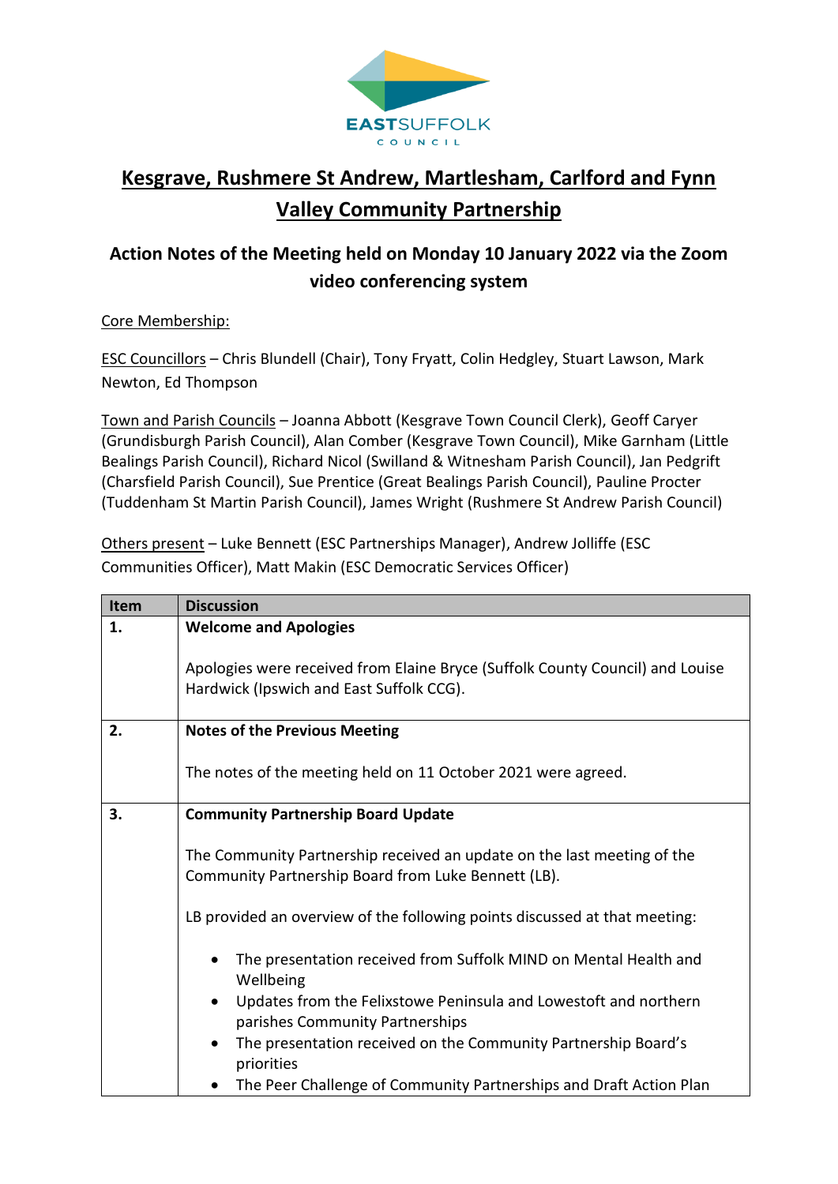# Kesgrave, Rushmere St Andrew, Martlesham, Carlford and Fynn Valley Community Partnership

## Action Notes of the Meeting held on Monday 10 January 2022 via the Zoom video conferencing system

Core Membership:

ESC Councillors – Chris Blundell (Chair), Tony Fryatt, Colin Hedgley, Stuart Lawson, Mark Newton, Ed Thompson

Town and Parish Councils – Joanna Abbott (Kesgrave Town Council Clerk), Geoff Caryer (Grundisburgh Parish Council), Alan Comber (Kesgrave Town Council), Mike Garnham (Little Bealings Parish Council), Richard Nicol (Swilland & Witnesham Parish Council), Jan Pedgrift (Charsfield Parish Council), Sue Prentice (Great Bealings Parish Council), Pauline Procter (Tuddenham St Martin Parish Council), James Wright (Rushmere St Andrew Parish Council)

Others present – Luke Bennett (ESC Partnerships Manager), Andrew Jolliffe (ESC Communities Officer), Matt Makin (ESC Democratic Services Officer)

| Item | Discussion |
|---|---|
| 1. | **Welcome and Apologies**<br><br>Apologies were received from Elaine Bryce (Suffolk County Council) and Louise Hardwick (Ipswich and East Suffolk CCG). |
| 2. | **Notes of the Previous Meeting**<br><br>The notes of the meeting held on 11 October 2021 were agreed. |
| 3. | **Community Partnership Board Update**<br><br>The Community Partnership received an update on the last meeting of the Community Partnership Board from Luke Bennett (LB).<br><br>LB provided an overview of the following points discussed at that meeting:<br><br>• The presentation received from Suffolk MIND on Mental Health and Wellbeing<br>• Updates from the Felixstowe Peninsula and Lowestoft and northern parishes Community Partnerships<br>• The presentation received on the Community Partnership Board's priorities<br>• The Peer Challenge of Community Partnerships and Draft Action Plan |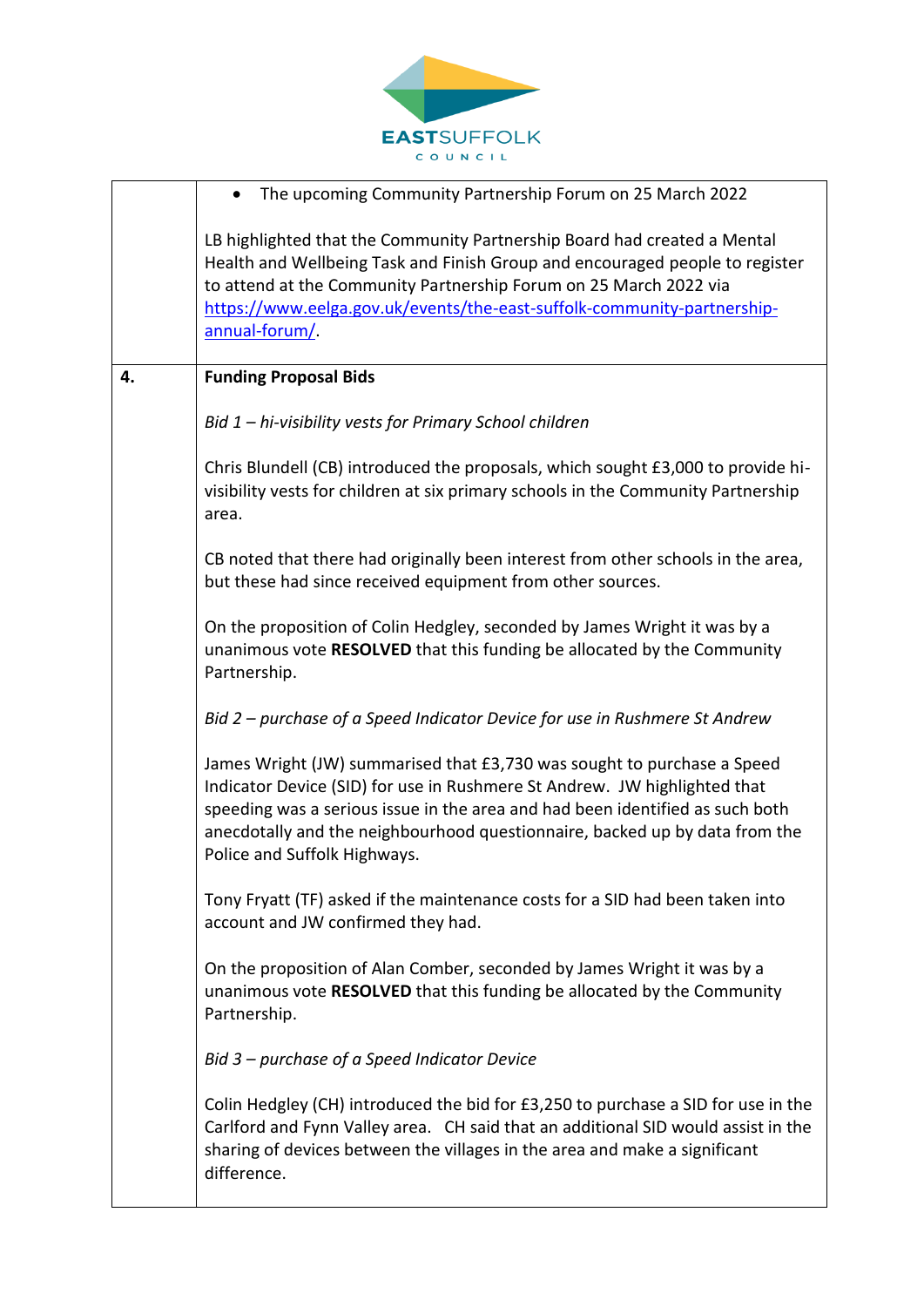| | |
|---|---|
| | • The upcoming Community Partnership Forum on 25 March 2022<br><br>LB highlighted that the Community Partnership Board had created a Mental Health and Wellbeing Task and Finish Group and encouraged people to register to attend at the Community Partnership Forum on 25 March 2022 via [https://www.eelga.gov.uk/events/the-east-suffolk-community-partnership-annual-forum/](https://www.eelga.gov.uk/events/the-east-suffolk-community-partnership-annual-forum/). |
| **4.** | **Funding Proposal Bids**<br><br>*Bid 1 – hi-visibility vests for Primary School children*<br><br>Chris Blundell (CB) introduced the proposals, which sought £3,000 to provide hi-visibility vests for children at six primary schools in the Community Partnership area.<br><br>CB noted that there had originally been interest from other schools in the area, but these had since received equipment from other sources.<br><br>On the proposition of Colin Hedgley, seconded by James Wright it was by a unanimous vote **RESOLVED** that this funding be allocated by the Community Partnership.<br><br>*Bid 2 – purchase of a Speed Indicator Device for use in Rushmere St Andrew*<br><br>James Wright (JW) summarised that £3,730 was sought to purchase a Speed Indicator Device (SID) for use in Rushmere St Andrew. JW highlighted that speeding was a serious issue in the area and had been identified as such both anecdotally and the neighbourhood questionnaire, backed up by data from the Police and Suffolk Highways.<br><br>Tony Fryatt (TF) asked if the maintenance costs for a SID had been taken into account and JW confirmed they had.<br><br>On the proposition of Alan Comber, seconded by James Wright it was by a unanimous vote **RESOLVED** that this funding be allocated by the Community Partnership.<br><br>*Bid 3 – purchase of a Speed Indicator Device*<br><br>Colin Hedgley (CH) introduced the bid for £3,250 to purchase a SID for use in the Carlford and Fynn Valley area. CH said that an additional SID would assist in the sharing of devices between the villages in the area and make a significant difference. |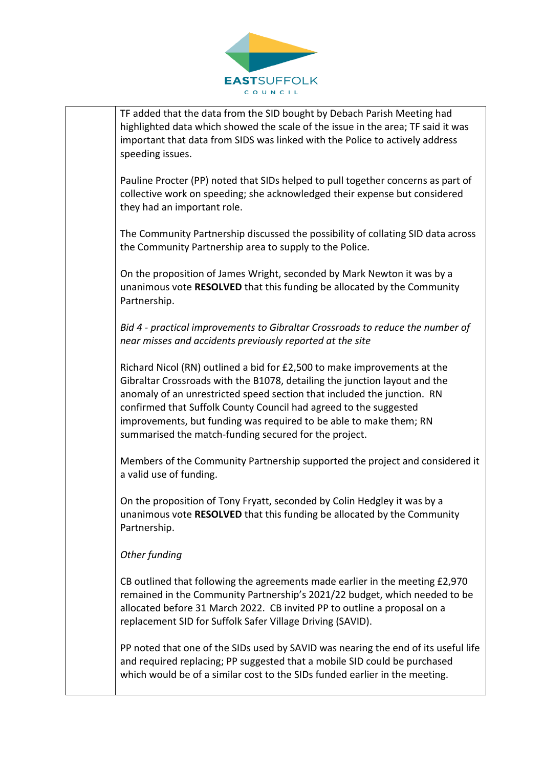TF added that the data from the SID bought by Debach Parish Meeting had highlighted data which showed the scale of the issue in the area; TF said it was important that data from SIDS was linked with the Police to actively address speeding issues.

Pauline Procter (PP) noted that SIDs helped to pull together concerns as part of collective work on speeding; she acknowledged their expense but considered they had an important role.

The Community Partnership discussed the possibility of collating SID data across the Community Partnership area to supply to the Police.

On the proposition of James Wright, seconded by Mark Newton it was by a unanimous vote **RESOLVED** that this funding be allocated by the Community Partnership.

*Bid 4 - practical improvements to Gibraltar Crossroads to reduce the number of near misses and accidents previously reported at the site*

Richard Nicol (RN) outlined a bid for £2,500 to make improvements at the Gibraltar Crossroads with the B1078, detailing the junction layout and the anomaly of an unrestricted speed section that included the junction. RN confirmed that Suffolk County Council had agreed to the suggested improvements, but funding was required to be able to make them; RN summarised the match-funding secured for the project.

Members of the Community Partnership supported the project and considered it a valid use of funding.

On the proposition of Tony Fryatt, seconded by Colin Hedgley it was by a unanimous vote **RESOLVED** that this funding be allocated by the Community Partnership.

*Other funding*

CB outlined that following the agreements made earlier in the meeting £2,970 remained in the Community Partnership's 2021/22 budget, which needed to be allocated before 31 March 2022. CB invited PP to outline a proposal on a replacement SID for Suffolk Safer Village Driving (SAVID).

PP noted that one of the SIDs used by SAVID was nearing the end of its useful life and required replacing; PP suggested that a mobile SID could be purchased which would be of a similar cost to the SIDs funded earlier in the meeting.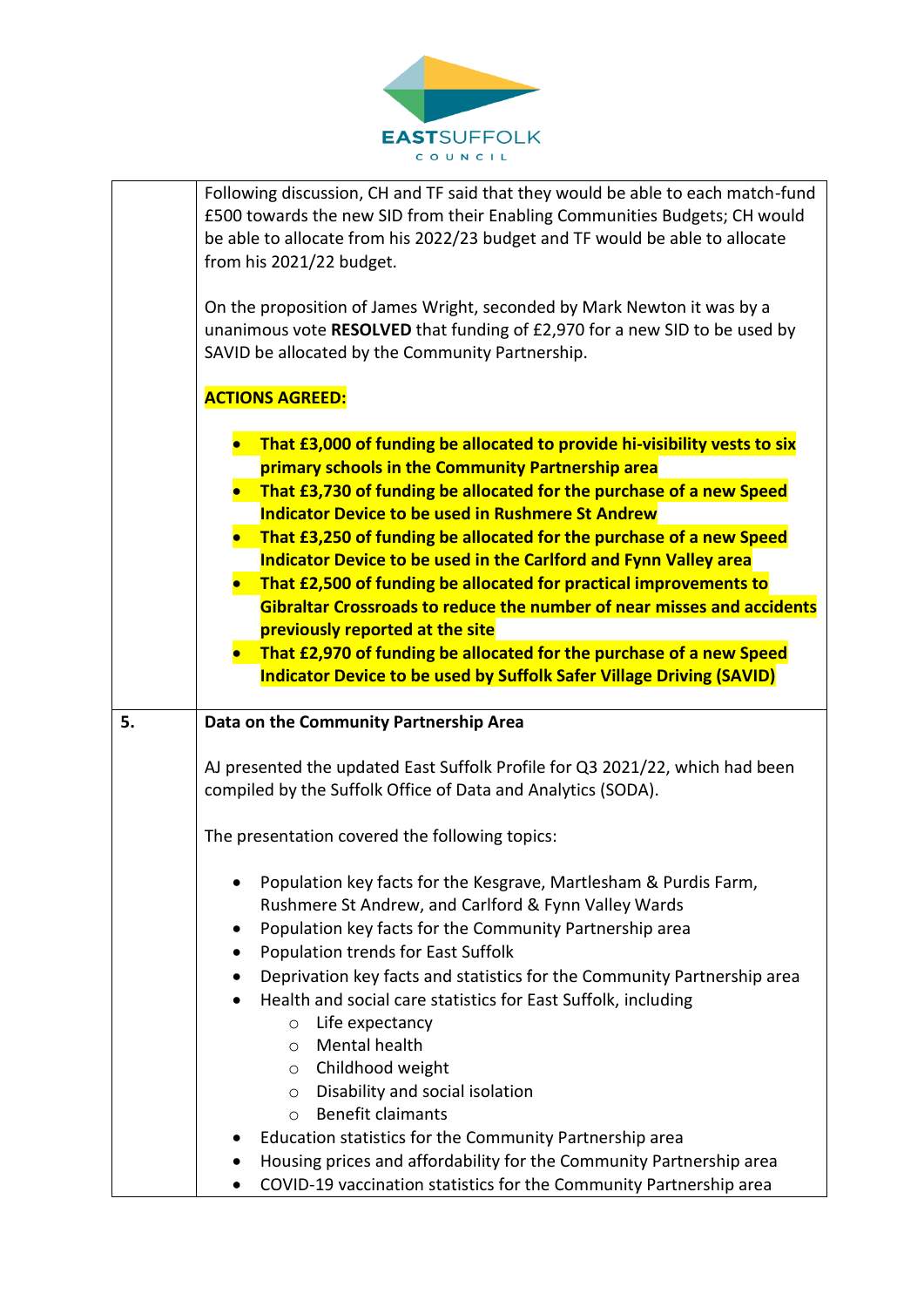| | |
|---|---|
| | Following discussion, CH and TF said that they would be able to each match-fund £500 towards the new SID from their Enabling Communities Budgets; CH would be able to allocate from his 2022/23 budget and TF would be able to allocate from his 2021/22 budget.<br><br>On the proposition of James Wright, seconded by Mark Newton it was by a unanimous vote **RESOLVED** that funding of £2,970 for a new SID to be used by SAVID be allocated by the Community Partnership.<br><br>**ACTIONS AGREED:**<br><br>• **That £3,000 of funding be allocated to provide hi-visibility vests to six primary schools in the Community Partnership area**<br>• **That £3,730 of funding be allocated for the purchase of a new Speed Indicator Device to be used in Rushmere St Andrew**<br>• **That £3,250 of funding be allocated for the purchase of a new Speed Indicator Device to be used in the Carlford and Fynn Valley area**<br>• **That £2,500 of funding be allocated for practical improvements to Gibraltar Crossroads to reduce the number of near misses and accidents previously reported at the site**<br>• **That £2,970 of funding be allocated for the purchase of a new Speed Indicator Device to be used by Suffolk Safer Village Driving (SAVID)** |
| **5.** | **Data on the Community Partnership Area**<br><br>AJ presented the updated East Suffolk Profile for Q3 2021/22, which had been compiled by the Suffolk Office of Data and Analytics (SODA).<br><br>The presentation covered the following topics:<br><br>• Population key facts for the Kesgrave, Martlesham & Purdis Farm, Rushmere St Andrew, and Carlford & Fynn Valley Wards<br>• Population key facts for the Community Partnership area<br>• Population trends for East Suffolk<br>• Deprivation key facts and statistics for the Community Partnership area<br>• Health and social care statistics for East Suffolk, including<br>&nbsp;&nbsp;&nbsp;&nbsp;○ Life expectancy<br>&nbsp;&nbsp;&nbsp;&nbsp;○ Mental health<br>&nbsp;&nbsp;&nbsp;&nbsp;○ Childhood weight<br>&nbsp;&nbsp;&nbsp;&nbsp;○ Disability and social isolation<br>&nbsp;&nbsp;&nbsp;&nbsp;○ Benefit claimants<br>• Education statistics for the Community Partnership area<br>• Housing prices and affordability for the Community Partnership area<br>• COVID-19 vaccination statistics for the Community Partnership area |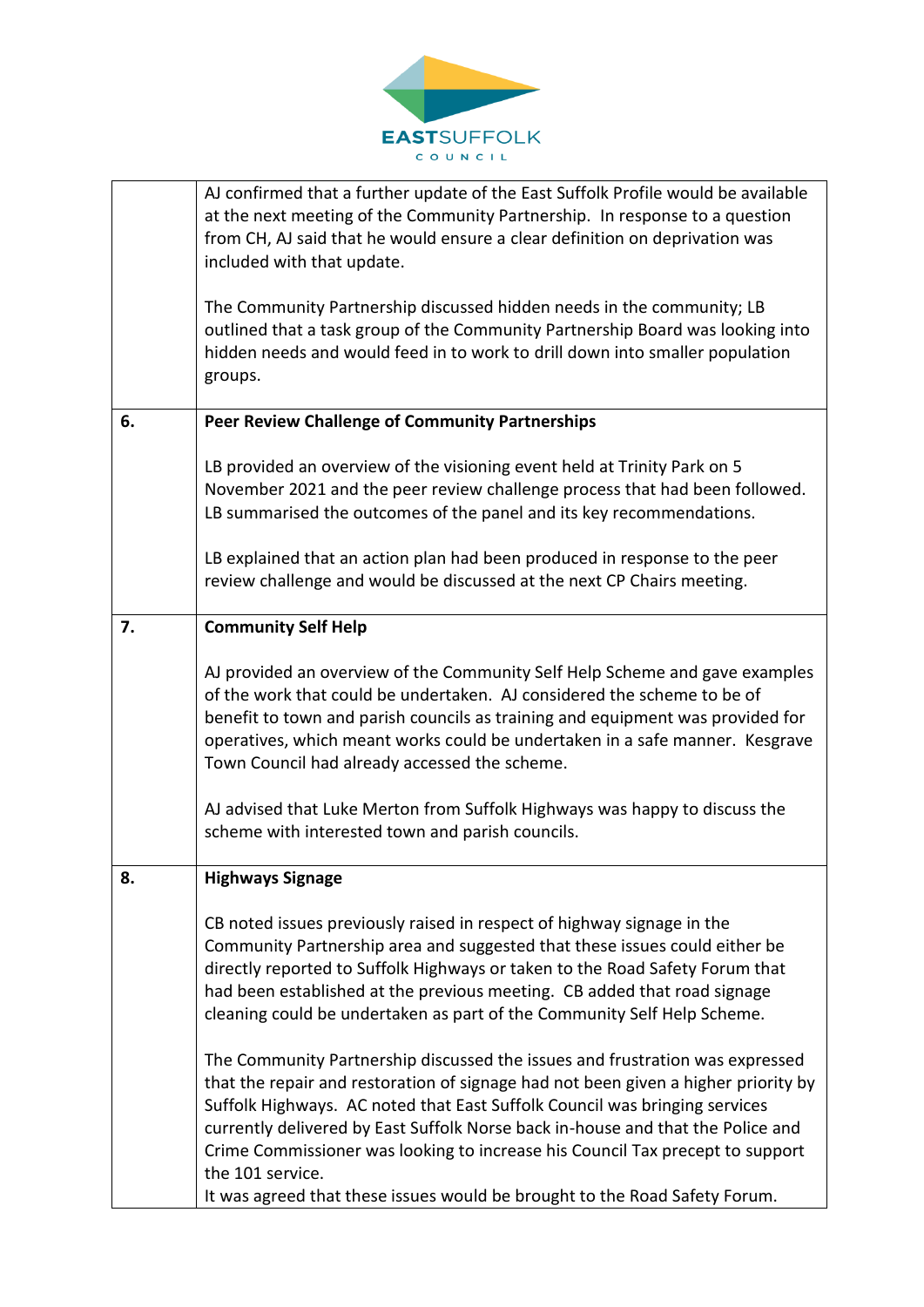| | |
|---|---|
| | AJ confirmed that a further update of the East Suffolk Profile would be available at the next meeting of the Community Partnership. In response to a question from CH, AJ said that he would ensure a clear definition on deprivation was included with that update.<br><br>The Community Partnership discussed hidden needs in the community; LB outlined that a task group of the Community Partnership Board was looking into hidden needs and would feed in to work to drill down into smaller population groups. |
| **6.** | **Peer Review Challenge of Community Partnerships**<br><br>LB provided an overview of the visioning event held at Trinity Park on 5 November 2021 and the peer review challenge process that had been followed. LB summarised the outcomes of the panel and its key recommendations.<br><br>LB explained that an action plan had been produced in response to the peer review challenge and would be discussed at the next CP Chairs meeting. |
| **7.** | **Community Self Help**<br><br>AJ provided an overview of the Community Self Help Scheme and gave examples of the work that could be undertaken. AJ considered the scheme to be of benefit to town and parish councils as training and equipment was provided for operatives, which meant works could be undertaken in a safe manner. Kesgrave Town Council had already accessed the scheme.<br><br>AJ advised that Luke Merton from Suffolk Highways was happy to discuss the scheme with interested town and parish councils. |
| **8.** | **Highways Signage**<br><br>CB noted issues previously raised in respect of highway signage in the Community Partnership area and suggested that these issues could either be directly reported to Suffolk Highways or taken to the Road Safety Forum that had been established at the previous meeting. CB added that road signage cleaning could be undertaken as part of the Community Self Help Scheme.<br><br>The Community Partnership discussed the issues and frustration was expressed that the repair and restoration of signage had not been given a higher priority by Suffolk Highways. AC noted that East Suffolk Council was bringing services currently delivered by East Suffolk Norse back in-house and that the Police and Crime Commissioner was looking to increase his Council Tax precept to support the 101 service.<br>It was agreed that these issues would be brought to the Road Safety Forum. |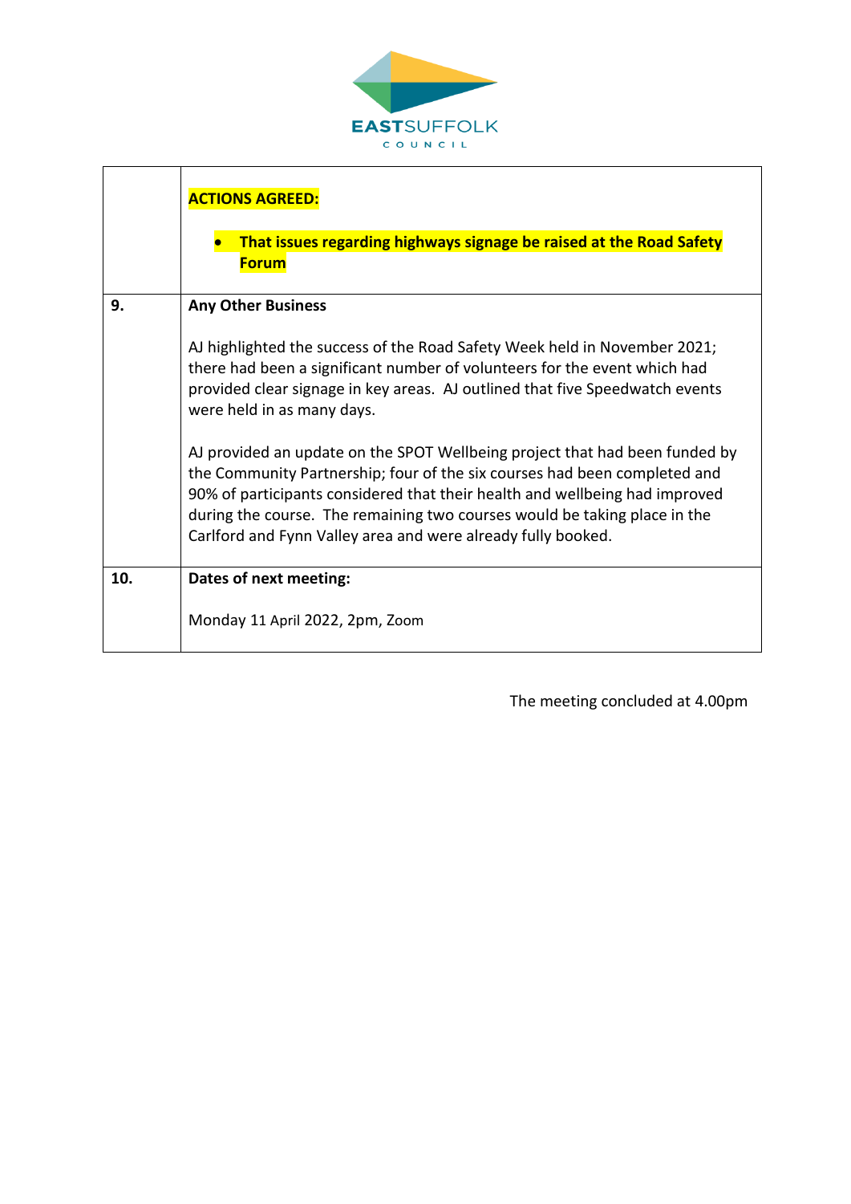| | |
|---|---|
| | **ACTIONS AGREED:**<br><br>• **That issues regarding highways signage be raised at the Road Safety Forum** |
| **9.** | **Any Other Business**<br><br>AJ highlighted the success of the Road Safety Week held in November 2021; there had been a significant number of volunteers for the event which had provided clear signage in key areas. AJ outlined that five Speedwatch events were held in as many days.<br><br>AJ provided an update on the SPOT Wellbeing project that had been funded by the Community Partnership; four of the six courses had been completed and 90% of participants considered that their health and wellbeing had improved during the course. The remaining two courses would be taking place in the Carlford and Fynn Valley area and were already fully booked. |
| **10.** | **Dates of next meeting:**<br><br>Monday 11 April 2022, 2pm, Zoom |

The meeting concluded at 4.00pm